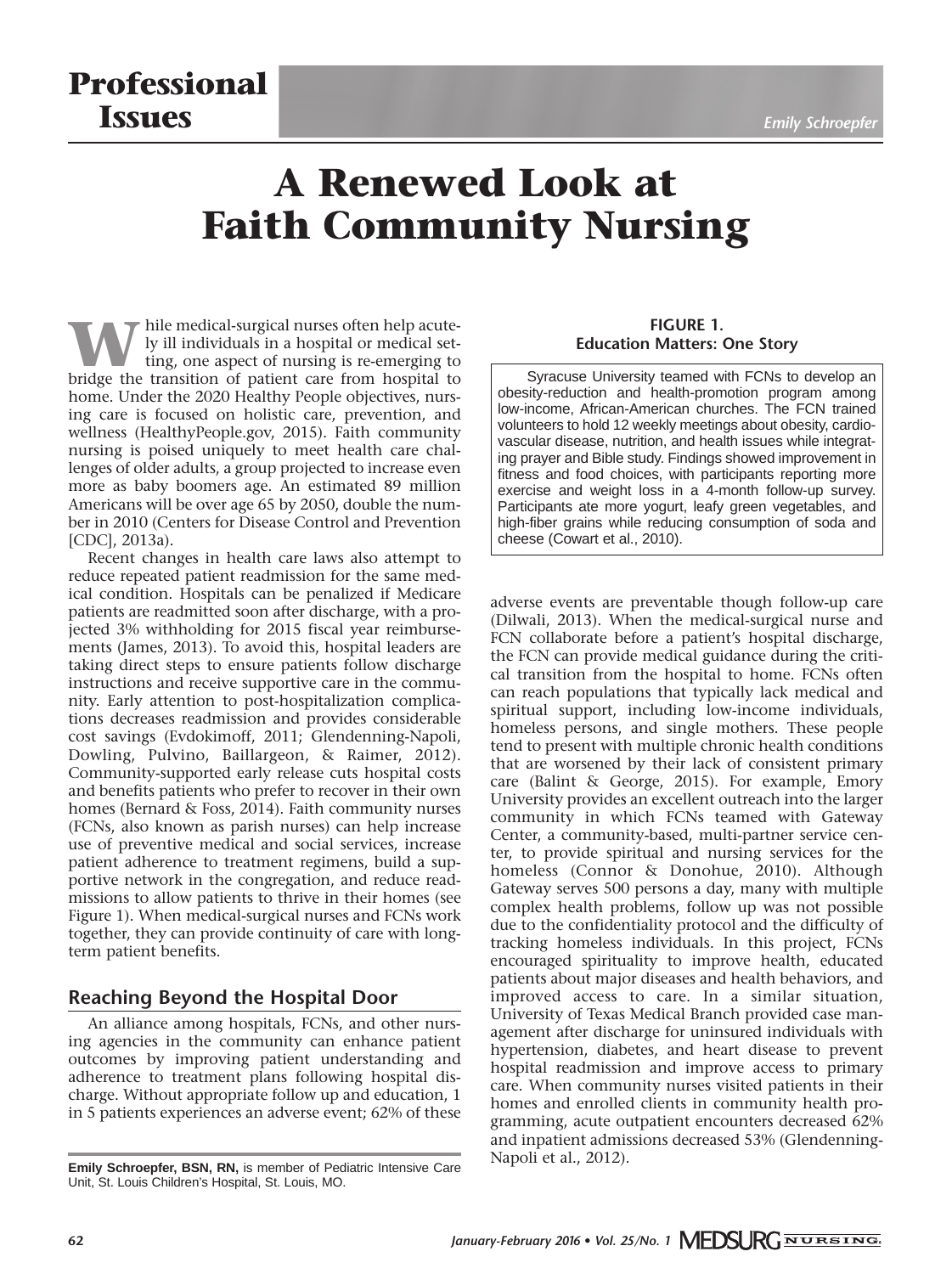# Professional Issues

Emily Schroepfer

# A Renewed Look at Faith Community Nursing

While medical-surgical nurses often help acutely ill individuals in a hospital or medical setting, one aspect of nursing is re-emerging to bridge the transition of patient care from hospital to home. Under the 2020 Healthy People objectives, nursing care is focused on holistic care, prevention, and wellness (HealthyPeople.gov, 2015). Faith community nursing is poised uniquely to meet health care challenges of older adults, a group projected to increase even more as baby boomers age. An estimated 89 million Americans will be over age 65 by 2050, double the number in 2010 (Centers for Disease Control and Prevention [CDC], 2013a).

Recent changes in health care laws also attempt to reduce repeated patient readmission for the same medical condition. Hospitals can be penalized if Medicare patients are readmitted soon after discharge, with a projected 3% withholding for 2015 fiscal year reimbursements (James, 2013). To avoid this, hospital leaders are taking direct steps to ensure patients follow discharge instructions and receive supportive care in the community. Early attention to post-hospitalization complications decreases readmission and provides considerable cost savings (Evdokimoff, 2011; Glendenning-Napoli, Dowling, Pulvino, Baillargeon, & Raimer, 2012). Community-supported early release cuts hospital costs and benefits patients who prefer to recover in their own homes (Bernard & Foss, 2014). Faith community nurses (FCNs, also known as parish nurses) can help increase use of preventive medical and social services, increase patient adherence to treatment regimens, build a supportive network in the congregation, and reduce readmissions to allow patients to thrive in their homes (see Figure 1). When medical-surgical nurses and FCNs work together, they can provide continuity of care with long-term patient benefits.

**FIGURE 1.**
**Education Matters: One Story**

Syracuse University teamed with FCNs to develop an obesity-reduction and health-promotion program among low-income, African-American churches. The FCN trained volunteers to hold 12 weekly meetings about obesity, cardiovascular disease, nutrition, and health issues while integrating prayer and Bible study. Findings showed improvement in fitness and food choices, with participants reporting more exercise and weight loss in a 4-month follow-up survey. Participants ate more yogurt, leafy green vegetables, and high-fiber grains while reducing consumption of soda and cheese (Cowart et al., 2010).

## Reaching Beyond the Hospital Door

An alliance among hospitals, FCNs, and other nursing agencies in the community can enhance patient outcomes by improving patient understanding and adherence to treatment plans following hospital discharge. Without appropriate follow up and education, 1 in 5 patients experiences an adverse event; 62% of these adverse events are preventable though follow-up care (Dilwali, 2013). When the medical-surgical nurse and FCN collaborate before a patient's hospital discharge, the FCN can provide medical guidance during the critical transition from the hospital to home. FCNs often can reach populations that typically lack medical and spiritual support, including low-income individuals, homeless persons, and single mothers. These people tend to present with multiple chronic health conditions that are worsened by their lack of consistent primary care (Balint & George, 2015). For example, Emory University provides an excellent outreach into the larger community in which FCNs teamed with Gateway Center, a community-based, multi-partner service center, to provide spiritual and nursing services for the homeless (Connor & Donohue, 2010). Although Gateway serves 500 persons a day, many with multiple complex health problems, follow up was not possible due to the confidentiality protocol and the difficulty of tracking homeless individuals. In this project, FCNs encouraged spirituality to improve health, educated patients about major diseases and health behaviors, and improved access to care. In a similar situation, University of Texas Medical Branch provided case management after discharge for uninsured individuals with hypertension, diabetes, and heart disease to prevent hospital readmission and improve access to primary care. When community nurses visited patients in their homes and enrolled clients in community health programming, acute outpatient encounters decreased 62% and inpatient admissions decreased 53% (Glendenning-Napoli et al., 2012).

**Emily Schroepfer, BSN, RN,** is member of Pediatric Intensive Care Unit, St. Louis Children's Hospital, St. Louis, MO.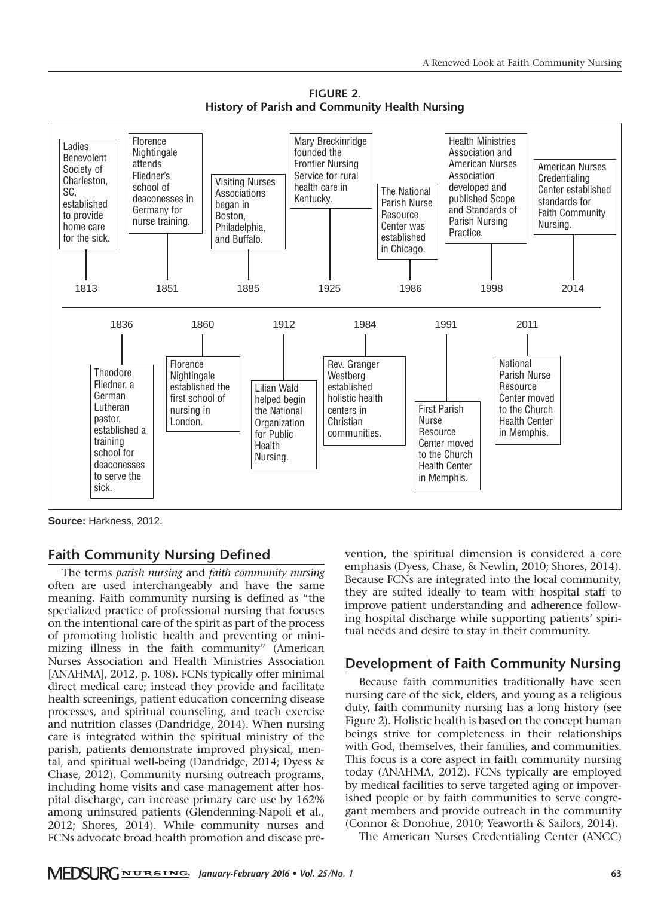**FIGURE 2.**
**History of Parish and Community Health Nursing**

- **1813** – Ladies Benevolent Society of Charleston, SC, established to provide home care for the sick.
- **1836** – Theodore Fliedner, a German Lutheran pastor, established a training school for deaconesses to serve the sick.
- **1851** – Florence Nightingale attends Fliedner's school of deaconesses in Germany for nurse training.
- **1860** – Florence Nightingale established the first school of nursing in London.
- **1885** – Visiting Nurses Associations began in Boston, Philadelphia, and Buffalo.
- **1912** – Lilian Wald helped begin the National Organization for Public Health Nursing.
- **1925** – Mary Breckinridge founded the Frontier Nursing Service for rural health care in Kentucky.
- **1984** – Rev. Granger Westberg established holistic health centers in Christian communities.
- **1986** – The National Parish Nurse Resource Center was established in Chicago.
- **1991** – First Parish Nurse Resource Center moved to the Church Health Center in Memphis.
- **1998** – Health Ministries Association and American Nurses Association developed and published Scope and Standards of Parish Nursing Practice.
- **2011** – National Parish Nurse Resource Center moved to the Church Health Center in Memphis.
- **2014** – American Nurses Credentialing Center established standards for Faith Community Nursing.

**Source:** Harkness, 2012.

## Faith Community Nursing Defined

The terms *parish nursing* and *faith community nursing* often are used interchangeably and have the same meaning. Faith community nursing is defined as "the specialized practice of professional nursing that focuses on the intentional care of the spirit as part of the process of promoting holistic health and preventing or minimizing illness in the faith community" (American Nurses Association and Health Ministries Association [ANAHMA], 2012, p. 108). FCNs typically offer minimal direct medical care; instead they provide and facilitate health screenings, patient education concerning disease processes, and spiritual counseling, and teach exercise and nutrition classes (Dandridge, 2014). When nursing care is integrated within the spiritual ministry of the parish, patients demonstrate improved physical, mental, and spiritual well-being (Dandridge, 2014; Dyess & Chase, 2012). Community nursing outreach programs, including home visits and case management after hospital discharge, can increase primary care use by 162% among uninsured patients (Glendenning-Napoli et al., 2012; Shores, 2014). While community nurses and FCNs advocate broad health promotion and disease prevention, the spiritual dimension is considered a core emphasis (Dyess, Chase, & Newlin, 2010; Shores, 2014). Because FCNs are integrated into the local community, they are suited ideally to team with hospital staff to improve patient understanding and adherence following hospital discharge while supporting patients' spiritual needs and desire to stay in their community.

## Development of Faith Community Nursing

Because faith communities traditionally have seen nursing care of the sick, elders, and young as a religious duty, faith community nursing has a long history (see Figure 2). Holistic health is based on the concept human beings strive for completeness in their relationships with God, themselves, their families, and communities. This focus is a core aspect in faith community nursing today (ANAHMA, 2012). FCNs typically are employed by medical facilities to serve targeted aging or impoverished people or by faith communities to serve congregant members and provide outreach in the community (Connor & Donohue, 2010; Yeaworth & Sailors, 2014).

The American Nurses Credentialing Center (ANCC)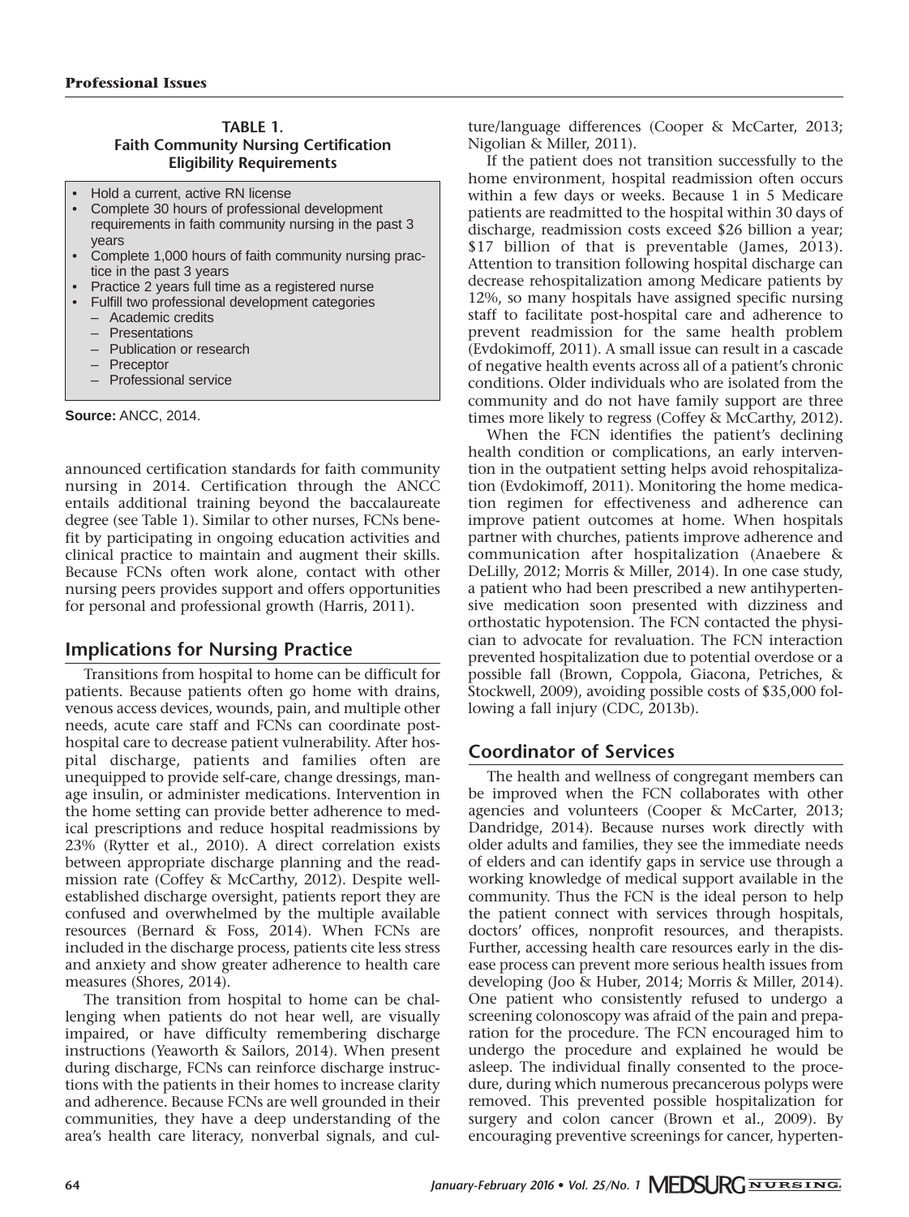**TABLE 1.**
**Faith Community Nursing Certification Eligibility Requirements**

- Hold a current, active RN license
- Complete 30 hours of professional development requirements in faith community nursing in the past 3 years
- Complete 1,000 hours of faith community nursing practice in the past 3 years
- Practice 2 years full time as a registered nurse
- Fulfill two professional development categories
  - Academic credits
  - Presentations
  - Publication or research
  - Preceptor
  - Professional service

**Source:** ANCC, 2014.

announced certification standards for faith community nursing in 2014. Certification through the ANCC entails additional training beyond the baccalaureate degree (see Table 1). Similar to other nurses, FCNs benefit by participating in ongoing education activities and clinical practice to maintain and augment their skills. Because FCNs often work alone, contact with other nursing peers provides support and offers opportunities for personal and professional growth (Harris, 2011).

## Implications for Nursing Practice

Transitions from hospital to home can be difficult for patients. Because patients often go home with drains, venous access devices, wounds, pain, and multiple other needs, acute care staff and FCNs can coordinate post-hospital care to decrease patient vulnerability. After hospital discharge, patients and families often are unequipped to provide self-care, change dressings, manage insulin, or administer medications. Intervention in the home setting can provide better adherence to medical prescriptions and reduce hospital readmissions by 23% (Rytter et al., 2010). A direct correlation exists between appropriate discharge planning and the readmission rate (Coffey & McCarthy, 2012). Despite well-established discharge oversight, patients report they are confused and overwhelmed by the multiple available resources (Bernard & Foss, 2014). When FCNs are included in the discharge process, patients cite less stress and anxiety and show greater adherence to health care measures (Shores, 2014).

The transition from hospital to home can be challenging when patients do not hear well, are visually impaired, or have difficulty remembering discharge instructions (Yeaworth & Sailors, 2014). When present during discharge, FCNs can reinforce discharge instructions with the patients in their homes to increase clarity and adherence. Because FCNs are well grounded in their communities, they have a deep understanding of the area's health care literacy, nonverbal signals, and culture/language differences (Cooper & McCarter, 2013; Nigolian & Miller, 2011).

If the patient does not transition successfully to the home environment, hospital readmission often occurs within a few days or weeks. Because 1 in 5 Medicare patients are readmitted to the hospital within 30 days of discharge, readmission costs exceed $26 billion a year; $17 billion of that is preventable (James, 2013). Attention to transition following hospital discharge can decrease rehospitalization among Medicare patients by 12%, so many hospitals have assigned specific nursing staff to facilitate post-hospital care and adherence to prevent readmission for the same health problem (Evdokimoff, 2011). A small issue can result in a cascade of negative health events across all of a patient's chronic conditions. Older individuals who are isolated from the community and do not have family support are three times more likely to regress (Coffey & McCarthy, 2012).

When the FCN identifies the patient's declining health condition or complications, an early intervention in the outpatient setting helps avoid rehospitalization (Evdokimoff, 2011). Monitoring the home medication regimen for effectiveness and adherence can improve patient outcomes at home. When hospitals partner with churches, patients improve adherence and communication after hospitalization (Anaebere & DeLilly, 2012; Morris & Miller, 2014). In one case study, a patient who had been prescribed a new antihypertensive medication soon presented with dizziness and orthostatic hypotension. The FCN contacted the physician to advocate for revaluation. The FCN interaction prevented hospitalization due to potential overdose or a possible fall (Brown, Coppola, Giacona, Petriches, & Stockwell, 2009), avoiding possible costs of $35,000 following a fall injury (CDC, 2013b).

## Coordinator of Services

The health and wellness of congregant members can be improved when the FCN collaborates with other agencies and volunteers (Cooper & McCarter, 2013; Dandridge, 2014). Because nurses work directly with older adults and families, they see the immediate needs of elders and can identify gaps in service use through a working knowledge of medical support available in the community. Thus the FCN is the ideal person to help the patient connect with services through hospitals, doctors' offices, nonprofit resources, and therapists. Further, accessing health care resources early in the disease process can prevent more serious health issues from developing (Joo & Huber, 2014; Morris & Miller, 2014). One patient who consistently refused to undergo a screening colonoscopy was afraid of the pain and preparation for the procedure. The FCN encouraged him to undergo the procedure and explained he would be asleep. The individual finally consented to the procedure, during which numerous precancerous polyps were removed. This prevented possible hospitalization for surgery and colon cancer (Brown et al., 2009). By encouraging preventive screenings for cancer, hyperten-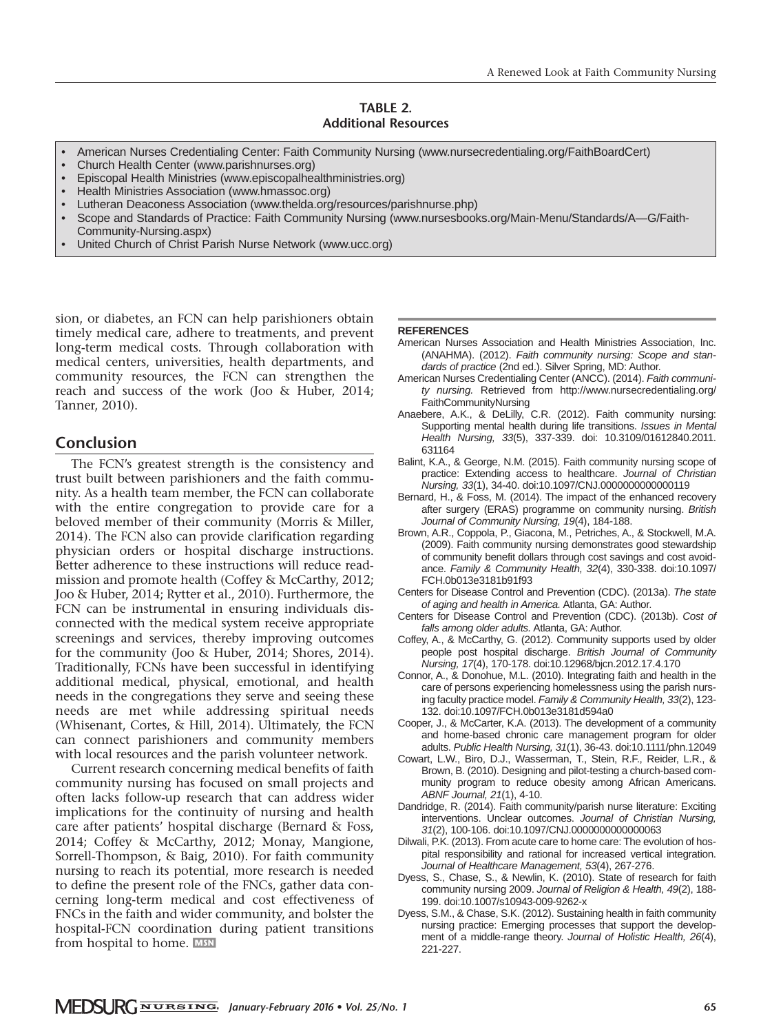**TABLE 2.**
**Additional Resources**

- American Nurses Credentialing Center: Faith Community Nursing (www.nursecredentialing.org/FaithBoardCert)
- Church Health Center (www.parishnurses.org)
- Episcopal Health Ministries (www.episcopalhealthministries.org)
- Health Ministries Association (www.hmassoc.org)
- Lutheran Deaconess Association (www.thelda.org/resources/parishnurse.php)
- Scope and Standards of Practice: Faith Community Nursing (www.nursesbooks.org/Main-Menu/Standards/A—G/Faith-Community-Nursing.aspx)
- United Church of Christ Parish Nurse Network (www.ucc.org)

sion, or diabetes, an FCN can help parishioners obtain timely medical care, adhere to treatments, and prevent long-term medical costs. Through collaboration with medical centers, universities, health departments, and community resources, the FCN can strengthen the reach and success of the work (Joo & Huber, 2014; Tanner, 2010).

## Conclusion

The FCN's greatest strength is the consistency and trust built between parishioners and the faith community. As a health team member, the FCN can collaborate with the entire congregation to provide care for a beloved member of their community (Morris & Miller, 2014). The FCN also can provide clarification regarding physician orders or hospital discharge instructions. Better adherence to these instructions will reduce readmission and promote health (Coffey & McCarthy, 2012; Joo & Huber, 2014; Rytter et al., 2010). Furthermore, the FCN can be instrumental in ensuring individuals disconnected with the medical system receive appropriate screenings and services, thereby improving outcomes for the community (Joo & Huber, 2014; Shores, 2014). Traditionally, FCNs have been successful in identifying additional medical, physical, emotional, and health needs in the congregations they serve and seeing these needs are met while addressing spiritual needs (Whisenant, Cortes, & Hill, 2014). Ultimately, the FCN can connect parishioners and community members with local resources and the parish volunteer network.

Current research concerning medical benefits of faith community nursing has focused on small projects and often lacks follow-up research that can address wider implications for the continuity of nursing and health care after patients' hospital discharge (Bernard & Foss, 2014; Coffey & McCarthy, 2012; Monay, Mangione, Sorrell-Thompson, & Baig, 2010). For faith community nursing to reach its potential, more research is needed to define the present role of the FNCs, gather data concerning long-term medical and cost effectiveness of FNCs in the faith and wider community, and bolster the hospital-FCN coordination during patient transitions from hospital to home. MSN

### REFERENCES

American Nurses Association and Health Ministries Association, Inc. (ANAHMA). (2012). *Faith community nursing: Scope and standards of practice* (2nd ed.). Silver Spring, MD: Author.

American Nurses Credentialing Center (ANCC). (2014). *Faith community nursing.* Retrieved from http://www.nursecredentialing.org/FaithCommunityNursing

Anaebere, A.K., & DeLilly, C.R. (2012). Faith community nursing: Supporting mental health during life transitions. *Issues in Mental Health Nursing, 33*(5), 337-339. doi: 10.3109/01612840.2011.631164

Balint, K.A., & George, N.M. (2015). Faith community nursing scope of practice: Extending access to healthcare. *Journal of Christian Nursing, 33*(1), 34-40. doi:10.1097/CNJ.0000000000000119

Bernard, H., & Foss, M. (2014). The impact of the enhanced recovery after surgery (ERAS) programme on community nursing. *British Journal of Community Nursing, 19*(4), 184-188.

Brown, A.R., Coppola, P., Giacona, M., Petriches, A., & Stockwell, M.A. (2009). Faith community nursing demonstrates good stewardship of community benefit dollars through cost savings and cost avoidance. *Family & Community Health, 32*(4), 330-338. doi:10.1097/FCH.0b013e3181b91f93

Centers for Disease Control and Prevention (CDC). (2013a). *The state of aging and health in America.* Atlanta, GA: Author.

Centers for Disease Control and Prevention (CDC). (2013b). *Cost of falls among older adults.* Atlanta, GA: Author.

Coffey, A., & McCarthy, G. (2012). Community supports used by older people post hospital discharge. *British Journal of Community Nursing, 17*(4), 170-178. doi:10.12968/bjcn.2012.17.4.170

Connor, A., & Donohue, M.L. (2010). Integrating faith and health in the care of persons experiencing homelessness using the parish nursing faculty practice model. *Family & Community Health, 33*(2), 123-132. doi:10.1097/FCH.0b013e3181d594a0

Cooper, J., & McCarter, K.A. (2013). The development of a community and home-based chronic care management program for older adults. *Public Health Nursing, 31*(1), 36-43. doi:10.1111/phn.12049

Cowart, L.W., Biro, D.J., Wasserman, T., Stein, R.F., Reider, L.R., & Brown, B. (2010). Designing and pilot-testing a church-based community program to reduce obesity among African Americans. *ABNF Journal, 21*(1), 4-10.

Dandridge, R. (2014). Faith community/parish nurse literature: Exciting interventions. Unclear outcomes. *Journal of Christian Nursing, 31*(2), 100-106. doi:10.1097/CNJ.0000000000000063

Dilwali, P.K. (2013). From acute care to home care: The evolution of hospital responsibility and rational for increased vertical integration. *Journal of Healthcare Management, 53*(4), 267-276.

Dyess, S., Chase, S., & Newlin, K. (2010). State of research for faith community nursing 2009. *Journal of Religion & Health, 49*(2), 188-199. doi:10.1007/s10943-009-9262-x

Dyess, S.M., & Chase, S.K. (2012). Sustaining health in faith community nursing practice: Emerging processes that support the development of a middle-range theory. *Journal of Holistic Health, 26*(4), 221-227.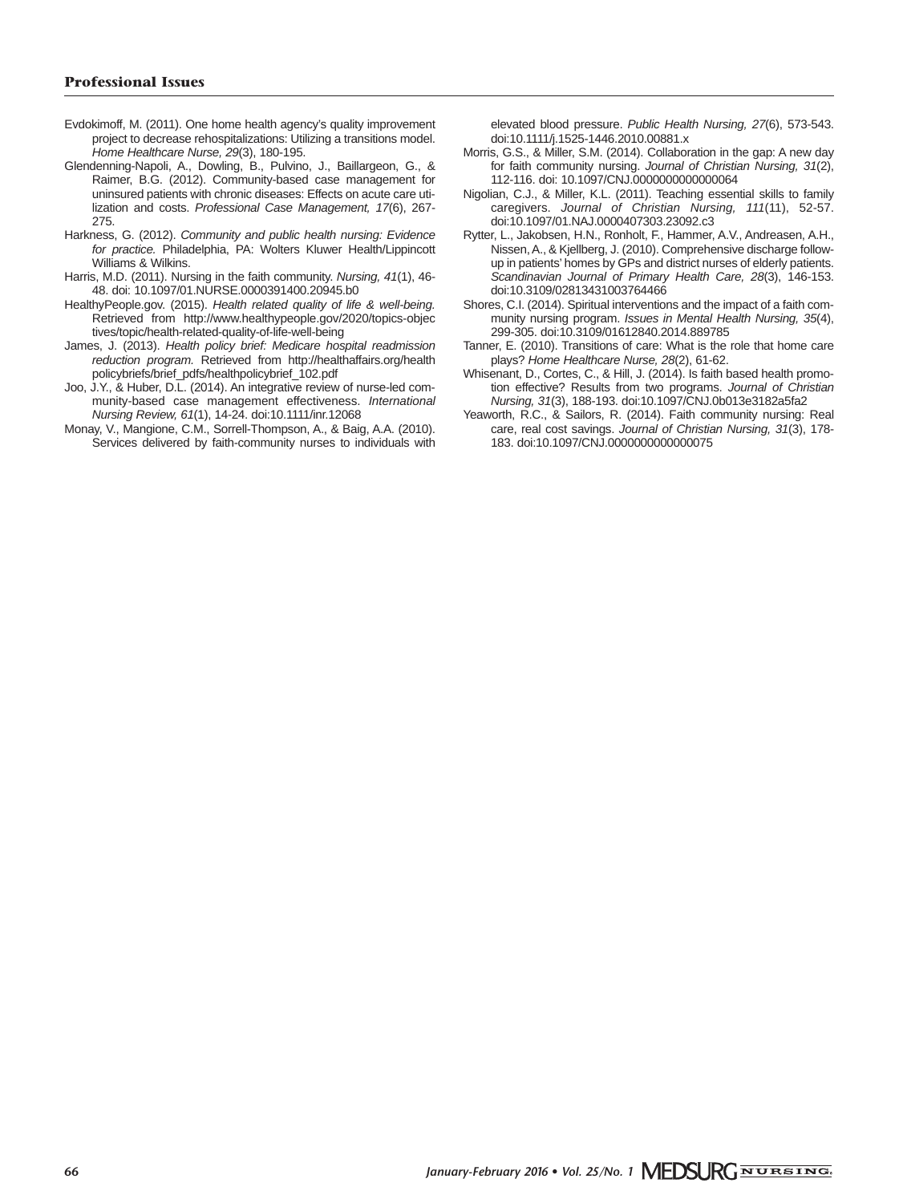Evdokimoff, M. (2011). One home health agency's quality improvement project to decrease rehospitalizations: Utilizing a transitions model. *Home Healthcare Nurse, 29*(3), 180-195.

Glendenning-Napoli, A., Dowling, B., Pulvino, J., Baillargeon, G., & Raimer, B.G. (2012). Community-based case management for uninsured patients with chronic diseases: Effects on acute care utilization and costs. *Professional Case Management, 17*(6), 267-275.

Harkness, G. (2012). *Community and public health nursing: Evidence for practice.* Philadelphia, PA: Wolters Kluwer Health/Lippincott Williams & Wilkins.

Harris, M.D. (2011). Nursing in the faith community. *Nursing, 41*(1), 46-48. doi: 10.1097/01.NURSE.0000391400.20945.b0

HealthyPeople.gov. (2015). *Health related quality of life & well-being.* Retrieved from http://www.healthypeople.gov/2020/topics-objectives/topic/health-related-quality-of-life-well-being

James, J. (2013). *Health policy brief: Medicare hospital readmission reduction program.* Retrieved from http://healthaffairs.org/healthpolicybriefs/brief_pdfs/healthpolicybrief_102.pdf

Joo, J.Y., & Huber, D.L. (2014). An integrative review of nurse-led community-based case management effectiveness. *International Nursing Review, 61*(1), 14-24. doi:10.1111/inr.12068

Monay, V., Mangione, C.M., Sorrell-Thompson, A., & Baig, A.A. (2010). Services delivered by faith-community nurses to individuals with elevated blood pressure. *Public Health Nursing, 27*(6), 573-543. doi:10.1111/j.1525-1446.2010.00881.x

Morris, G.S., & Miller, S.M. (2014). Collaboration in the gap: A new day for faith community nursing. *Journal of Christian Nursing, 31*(2), 112-116. doi: 10.1097/CNJ.0000000000000064

Nigolian, C.J., & Miller, K.L. (2011). Teaching essential skills to family caregivers. *Journal of Christian Nursing, 111*(11), 52-57. doi:10.1097/01.NAJ.0000407303.23092.c3

Rytter, L., Jakobsen, H.N., Ronholt, F., Hammer, A.V., Andreasen, A.H., Nissen, A., & Kjellberg, J. (2010). Comprehensive discharge follow-up in patients' homes by GPs and district nurses of elderly patients. *Scandinavian Journal of Primary Health Care, 28*(3), 146-153. doi:10.3109/02813431003764466

Shores, C.I. (2014). Spiritual interventions and the impact of a faith community nursing program. *Issues in Mental Health Nursing, 35*(4), 299-305. doi:10.3109/01612840.2014.889785

Tanner, E. (2010). Transitions of care: What is the role that home care plays? *Home Healthcare Nurse, 28*(2), 61-62.

Whisenant, D., Cortes, C., & Hill, J. (2014). Is faith based health promotion effective? Results from two programs. *Journal of Christian Nursing, 31*(3), 188-193. doi:10.1097/CNJ.0b013e3182a5fa2

Yeaworth, R.C., & Sailors, R. (2014). Faith community nursing: Real care, real cost savings. *Journal of Christian Nursing, 31*(3), 178-183. doi:10.1097/CNJ.0000000000000075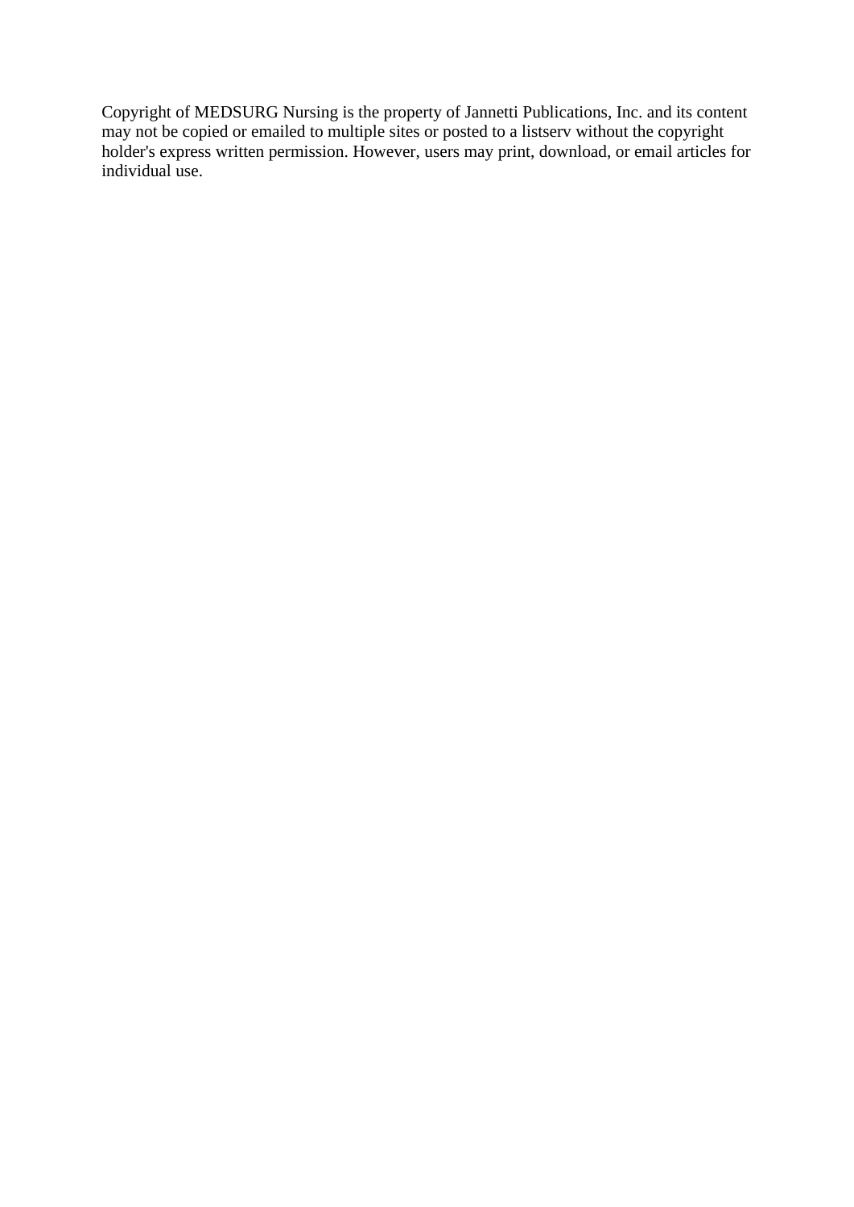Copyright of MEDSURG Nursing is the property of Jannetti Publications, Inc. and its content may not be copied or emailed to multiple sites or posted to a listserv without the copyright holder's express written permission. However, users may print, download, or email articles for individual use.